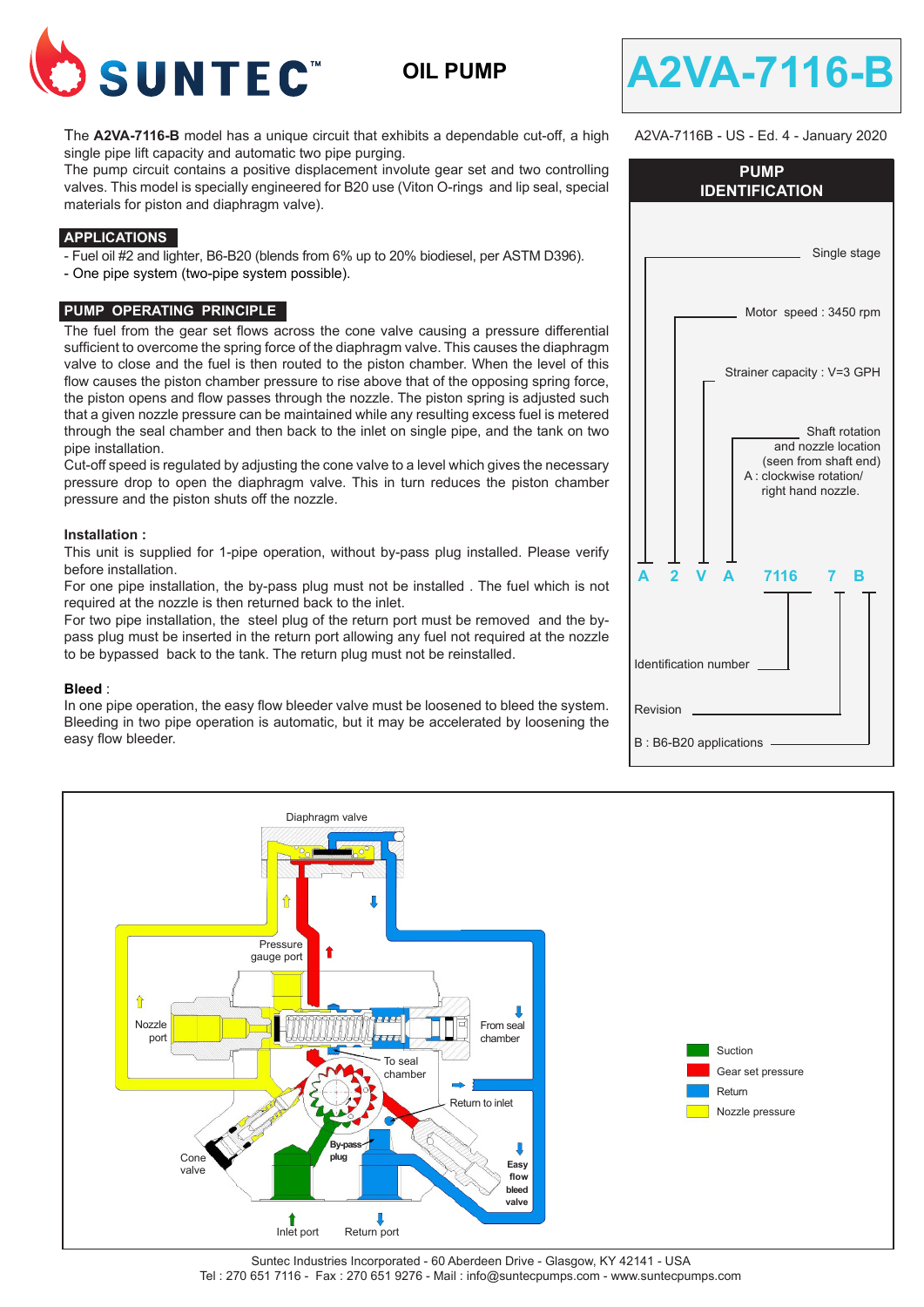# SUNTEC™ OIL PUMP

# A2VA-7116-B

A2VA-7116B - US - Ed. 4 - January 2020

The **A2VA-7116-B** model has a unique circuit that exhibits a dependable cut-off, a high single pipe lift capacity and automatic two pipe purging.
The pump circuit contains a positive displacement involute gear set and two controlling valves. This model is specially engineered for B20 use (Viton O-rings and lip seal, special materials for piston and diaphragm valve).

## APPLICATIONS

- Fuel oil #2 and lighter, B6-B20 (blends from 6% up to 20% biodiesel, per ASTM D396).
- One pipe system (two-pipe system possible).

## PUMP OPERATING PRINCIPLE

The fuel from the gear set flows across the cone valve causing a pressure differential sufficient to overcome the spring force of the diaphragm valve. This causes the diaphragm valve to close and the fuel is then routed to the piston chamber. When the level of this flow causes the piston chamber pressure to rise above that of the opposing spring force, the piston opens and flow passes through the nozzle. The piston spring is adjusted such that a given nozzle pressure can be maintained while any resulting excess fuel is metered through the seal chamber and then back to the inlet on single pipe, and the tank on two pipe installation.
Cut-off speed is regulated by adjusting the cone valve to a level which gives the necessary pressure drop to open the diaphragm valve. This in turn reduces the piston chamber pressure and the piston shuts off the nozzle.

### Installation :

This unit is supplied for 1-pipe operation, without by-pass plug installed. Please verify before installation.
For one pipe installation, the by-pass plug must not be installed . The fuel which is not required at the nozzle is then returned back to the inlet.
For two pipe installation, the steel plug of the return port must be removed and the by-pass plug must be inserted in the return port allowing any fuel not required at the nozzle to be bypassed back to the tank. The return plug must not be reinstalled.

### Bleed :

In one pipe operation, the easy flow bleeder valve must be loosened to bleed the system. Bleeding in two pipe operation is automatic, but it may be accelerated by loosening the easy flow bleeder.

## PUMP IDENTIFICATION

**A 2 V A 7116 7 B**

- A : Single stage
- 2 : Motor speed : 3450 rpm
- V : Strainer capacity : V=3 GPH
- A : Shaft rotation and nozzle location (seen from shaft end) A : clockwise rotation/ right hand nozzle.
- 7116 : Identification number
- 7 : Revision
- B : B6-B20 applications

Diaphragm valve — Pressure gauge port — Nozzle port — From seal chamber — To seal chamber — Return to inlet — Cone valve — By-pass plug — Easy flow bleed valve — Inlet port — Return port

Legend: Suction (green) · Gear set pressure (red) · Return (blue) · Nozzle pressure (yellow)

Suntec Industries Incorporated - 60 Aberdeen Drive - Glasgow, KY 42141 - USA
Tel : 270 651 7116 - Fax : 270 651 9276 - Mail : info@suntecpumps.com - www.suntecpumps.com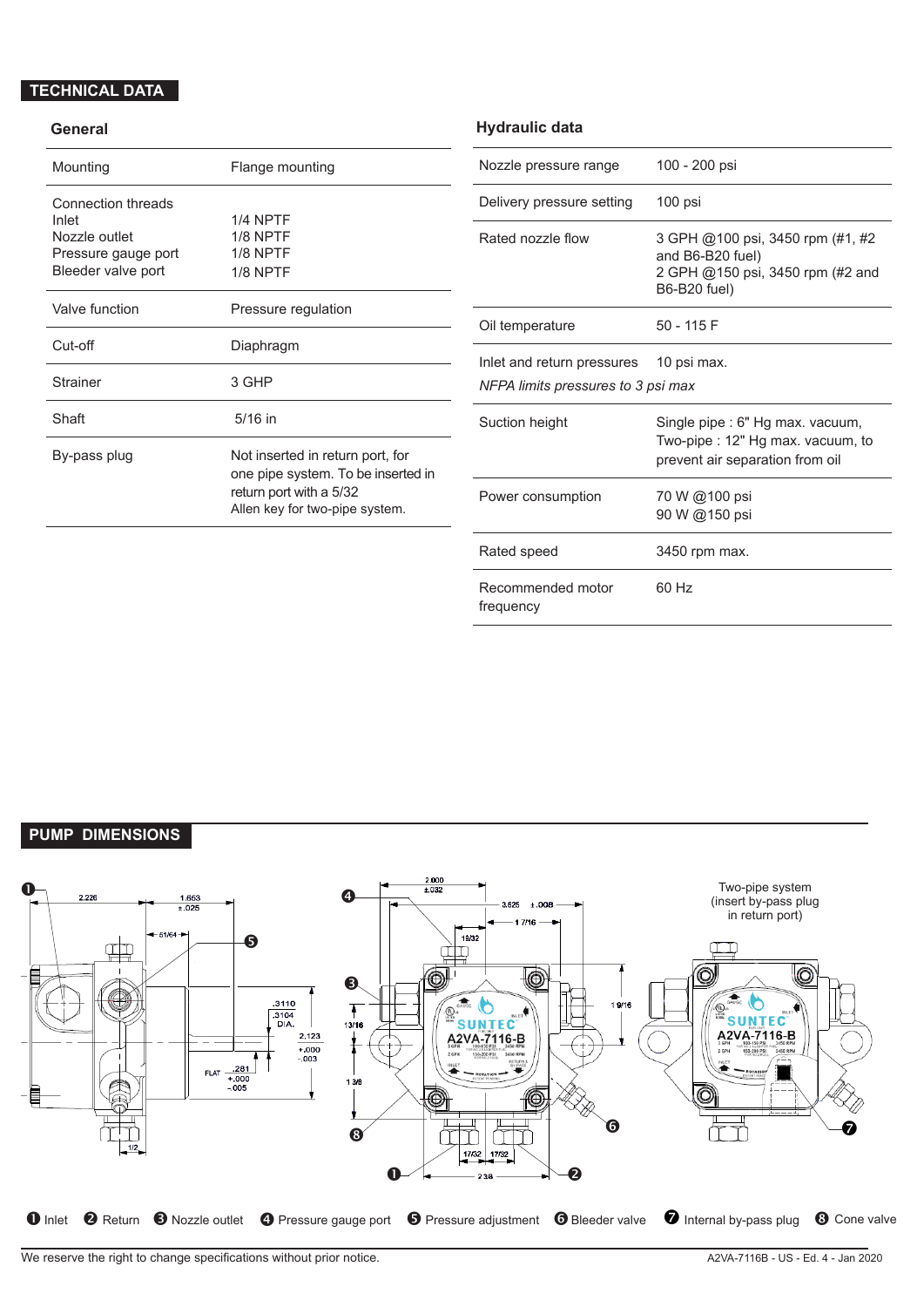# TECHNICAL DATA

## General

| | |
|---|---|
| Mounting | Flange mounting |
| Connection threads<br>Inlet<br>Nozzle outlet<br>Pressure gauge port<br>Bleeder valve port | <br>1/4 NPTF<br>1/8 NPTF<br>1/8 NPTF<br>1/8 NPTF |
| Valve function | Pressure regulation |
| Cut-off | Diaphragm |
| Strainer | 3 GHP |
| Shaft | 5/16 in |
| By-pass plug | Not inserted in return port, for one pipe system. To be inserted in return port with a 5/32 Allen key for two-pipe system. |

## Hydraulic data

| | |
|---|---|
| Nozzle pressure range | 100 - 200 psi |
| Delivery pressure setting | 100 psi |
| Rated nozzle flow | 3 GPH @100 psi, 3450 rpm (#1, #2 and B6-B20 fuel)<br>2 GPH @150 psi, 3450 rpm (#2 and B6-B20 fuel) |
| Oil temperature | 50 - 115 F |
| Inlet and return pressures<br>*NFPA limits pressures to 3 psi max* | 10 psi max. |
| Suction height | Single pipe : 6" Hg max. vacuum,<br>Two-pipe : 12" Hg max. vacuum, to prevent air separation from oil |
| Power consumption | 70 W @100 psi<br>90 W @150 psi |
| Rated speed | 3450 rpm max. |
| Recommended motor frequency | 60 Hz |

# PUMP DIMENSIONS

2.226
1.653 ±.025
51/64
.3110 .3104 DIA.
2.123 +.000 -.003
FLAT .281 +.000 -.005
1/2
2.000 ±.032
3.625 ±.008
1 7/16
19/32
13/16
1 9/16
1 3/8
17/32
17/32
2 3/8

Two-pipe system (insert by-pass plug in return port)

❶ Inlet ❷ Return ❸ Nozzle outlet ❹ Pressure gauge port ❺ Pressure adjustment ❻ Bleeder valve ❼ Internal by-pass plug ❽ Cone valve

We reserve the right to change specifications without prior notice.

A2VA-7116B - US - Ed. 4 - Jan 2020